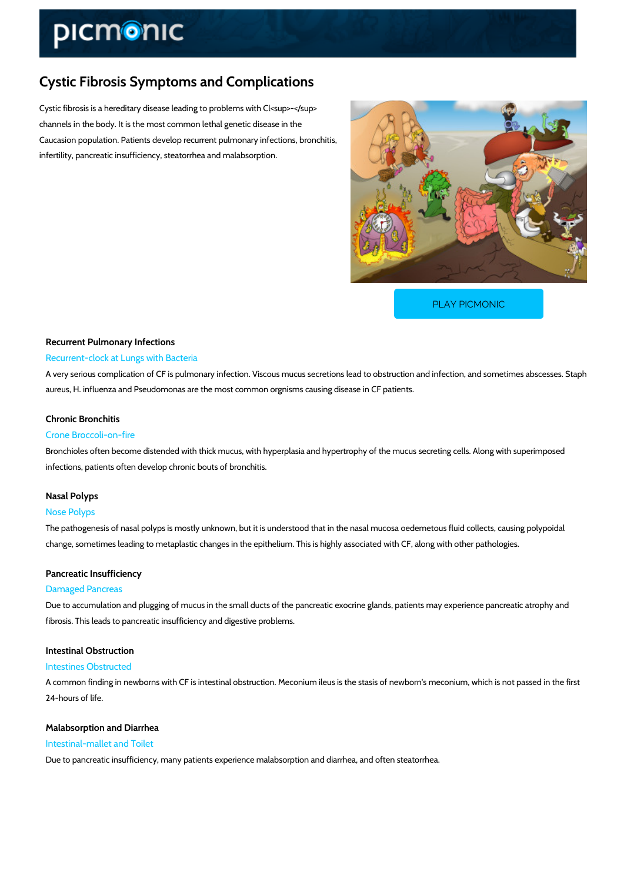# Cystic Fibrosis Symptoms and Complications

Cystic fibrosis is a hereditary disease leading to problems with Cl<sup>-</sup> channels in the body. It is the most common lethal genetic disease in the Caucasion population. Patients develop recurrent pulmonary infections, bronchitis, infertility, pancreatic insufficiency, steatorrhea and malabsorption.

PLAY PICMONIC

### Recurrent Pulmonary Infections

Recurrent-clock at Lungs with Bacteria

A very serious complication of CF is pulmonary infection. Viscous mucus secretions lead to obstruction and infection, and sometimes abscesses. Staph aureus, H. influenza and Pseudomonas are the most common orgnisms causing disease in CF patients.

### Chronic Bronchitis

Crone Broccoli-on-fire

Bronchioles often become distended with thick mucus, with hyperplasia and hypertrophy of the mucus secreting cells. Along with superimposed infections, patients often develop chronic bouts of bronchitis.

### Nasal Polyps

Nose Polyps

The pathogenesis of nasal polyps is mostly unknown, but it is understood that in the nasal mucosa oedemetous fluid collects, causing polypoidal change, sometimes leading to metaplastic changes in the epithelium. This is highly associated with CF, along with other pathologies.

### Pancreatic Insufficiency

Damaged Pancreas

Due to accumulation and plugging of mucus in the small ducts of the pancreatic exocrine glands, patients may experience pancreatic atrophy and fibrosis. This leads to pancreatic insufficiency and digestive problems.

### Intestinal Obstruction

Intestines Obstructed

A common finding in newborns with CF is intestinal obstruction. Meconium ileus is the stasis of newborn's meconium, which is not passed in the first 24-hours of life.

### Malabsorption and Diarrhea

Intestinal-mallet and Toilet

Due to pancreatic insufficiency, many patients experience malabsorption and diarrhea, and often steatorrhea.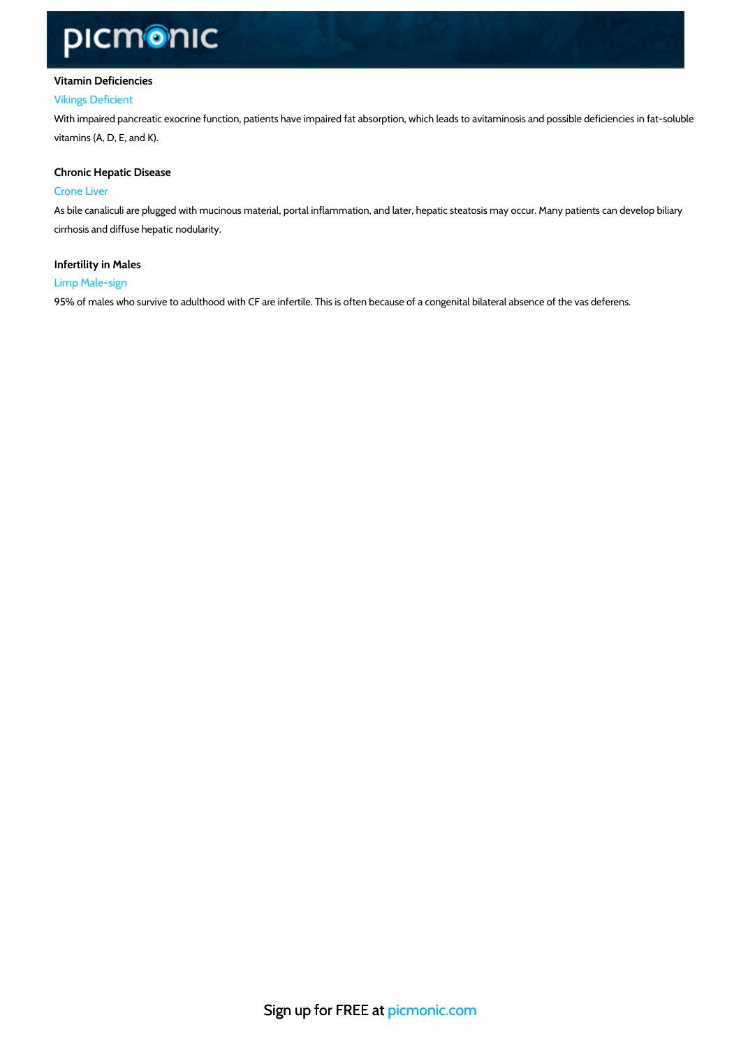**Vitamin Deficiencies**

Vikings Deficient

With impaired pancreatic exocrine function, patients have impaired fat absorption, which leads to avitaminosis and possible deficiencies in fat-soluble vitamins (A, D, E, and K).

**Chronic Hepatic Disease**

Crone Liver

As bile canaliculi are plugged with mucinous material, portal inflammation, and later, hepatic steatosis may occur. Many patients can develop biliary cirrhosis and diffuse hepatic nodularity.

**Infertility in Males**

Limp Male-sign

95% of males who survive to adulthood with CF are infertile. This is often because of a congenital bilateral absence of the vas deferens.